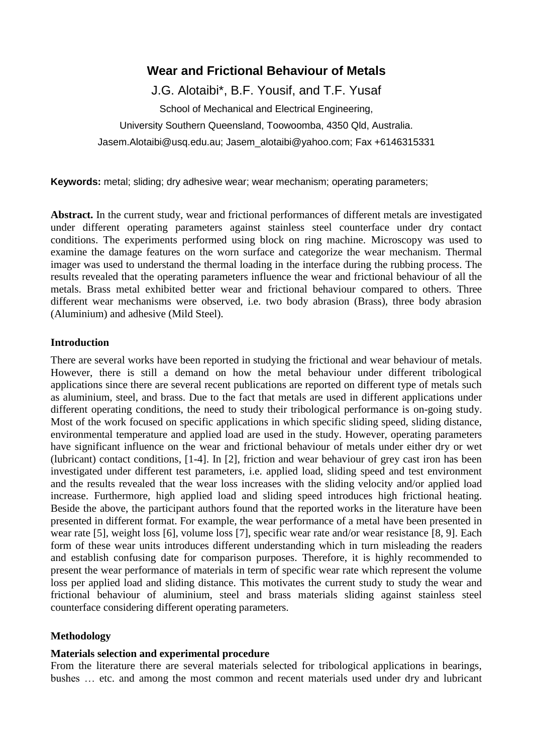# Wear and Frictional Behaviour of Metals

J.G. Alotaibi*, B.F. Yousif, and T.F. Yusaf

School of Mechanical and Electrical Engineering,

University Southern Queensland, Toowoomba, 4350 Qld, Australia.

Jasem.Alotaibi@usq.edu.au; Jasem_alotaibi@yahoo.com; Fax +6146315331

**Keywords:** metal; sliding; dry adhesive wear; wear mechanism; operating parameters;

**Abstract.** In the current study, wear and frictional performances of different metals are investigated under different operating parameters against stainless steel counterface under dry contact conditions. The experiments performed using block on ring machine. Microscopy was used to examine the damage features on the worn surface and categorize the wear mechanism. Thermal imager was used to understand the thermal loading in the interface during the rubbing process. The results revealed that the operating parameters influence the wear and frictional behaviour of all the metals. Brass metal exhibited better wear and frictional behaviour compared to others. Three different wear mechanisms were observed, i.e. two body abrasion (Brass), three body abrasion (Aluminium) and adhesive (Mild Steel).

## Introduction

There are several works have been reported in studying the frictional and wear behaviour of metals. However, there is still a demand on how the metal behaviour under different tribological applications since there are several recent publications are reported on different type of metals such as aluminium, steel, and brass. Due to the fact that metals are used in different applications under different operating conditions, the need to study their tribological performance is on-going study. Most of the work focused on specific applications in which specific sliding speed, sliding distance, environmental temperature and applied load are used in the study. However, operating parameters have significant influence on the wear and frictional behaviour of metals under either dry or wet (lubricant) contact conditions, [1-4]. In [2], friction and wear behaviour of grey cast iron has been investigated under different test parameters, i.e. applied load, sliding speed and test environment and the results revealed that the wear loss increases with the sliding velocity and/or applied load increase. Furthermore, high applied load and sliding speed introduces high frictional heating. Beside the above, the participant authors found that the reported works in the literature have been presented in different format. For example, the wear performance of a metal have been presented in wear rate [5], weight loss [6], volume loss [7], specific wear rate and/or wear resistance [8, 9]. Each form of these wear units introduces different understanding which in turn misleading the readers and establish confusing date for comparison purposes. Therefore, it is highly recommended to present the wear performance of materials in term of specific wear rate which represent the volume loss per applied load and sliding distance. This motivates the current study to study the wear and frictional behaviour of aluminium, steel and brass materials sliding against stainless steel counterface considering different operating parameters.

## Methodology

### Materials selection and experimental procedure

From the literature there are several materials selected for tribological applications in bearings, bushes … etc. and among the most common and recent materials used under dry and lubricant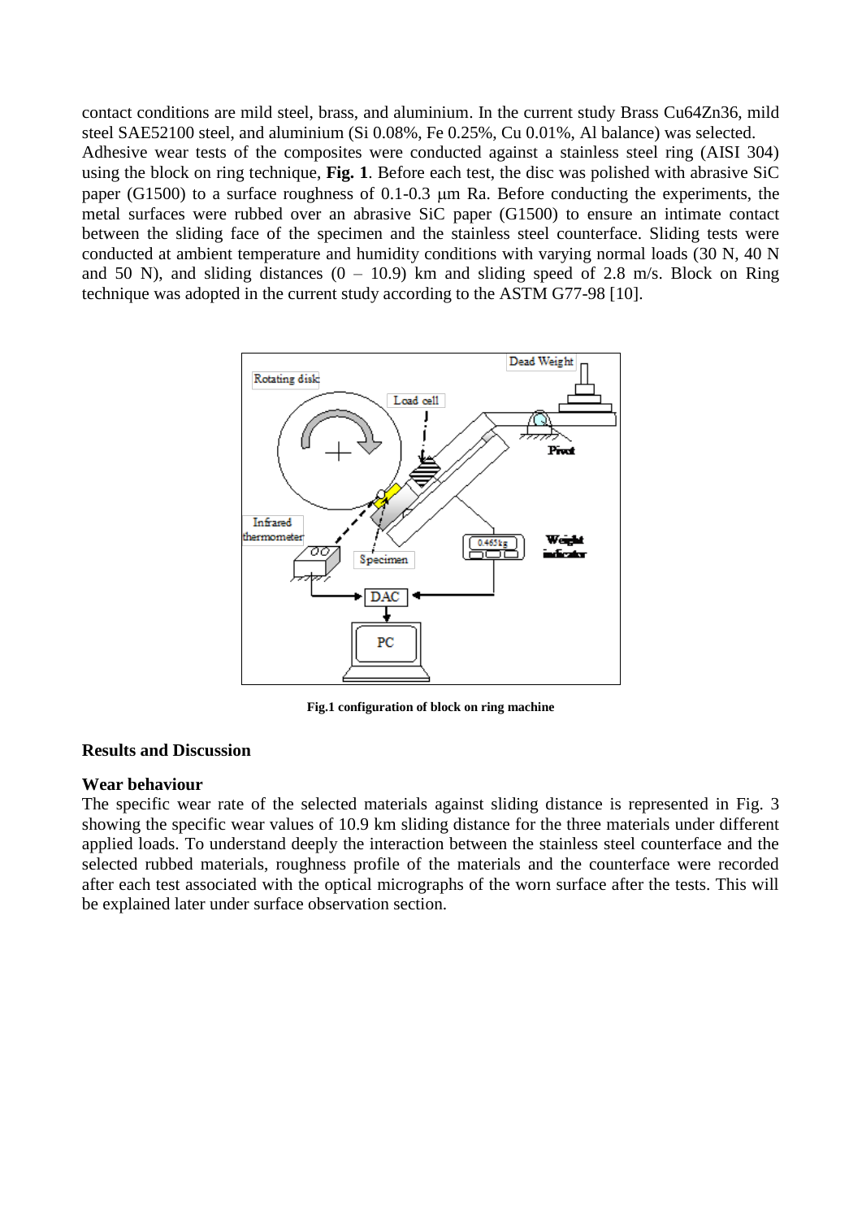contact conditions are mild steel, brass, and aluminium. In the current study Brass Cu64Zn36, mild steel SAE52100 steel, and aluminium (Si 0.08%, Fe 0.25%, Cu 0.01%, Al balance) was selected.

Adhesive wear tests of the composites were conducted against a stainless steel ring (AISI 304) using the block on ring technique, **Fig. 1**. Before each test, the disc was polished with abrasive SiC paper (G1500) to a surface roughness of 0.1-0.3 μm Ra. Before conducting the experiments, the metal surfaces were rubbed over an abrasive SiC paper (G1500) to ensure an intimate contact between the sliding face of the specimen and the stainless steel counterface. Sliding tests were conducted at ambient temperature and humidity conditions with varying normal loads (30 N, 40 N and 50 N), and sliding distances (0 – 10.9) km and sliding speed of 2.8 m/s. Block on Ring technique was adopted in the current study according to the ASTM G77-98 [10].

**Fig.1 configuration of block on ring machine**

## Results and Discussion

### Wear behaviour

The specific wear rate of the selected materials against sliding distance is represented in Fig. 3 showing the specific wear values of 10.9 km sliding distance for the three materials under different applied loads. To understand deeply the interaction between the stainless steel counterface and the selected rubbed materials, roughness profile of the materials and the counterface were recorded after each test associated with the optical micrographs of the worn surface after the tests. This will be explained later under surface observation section.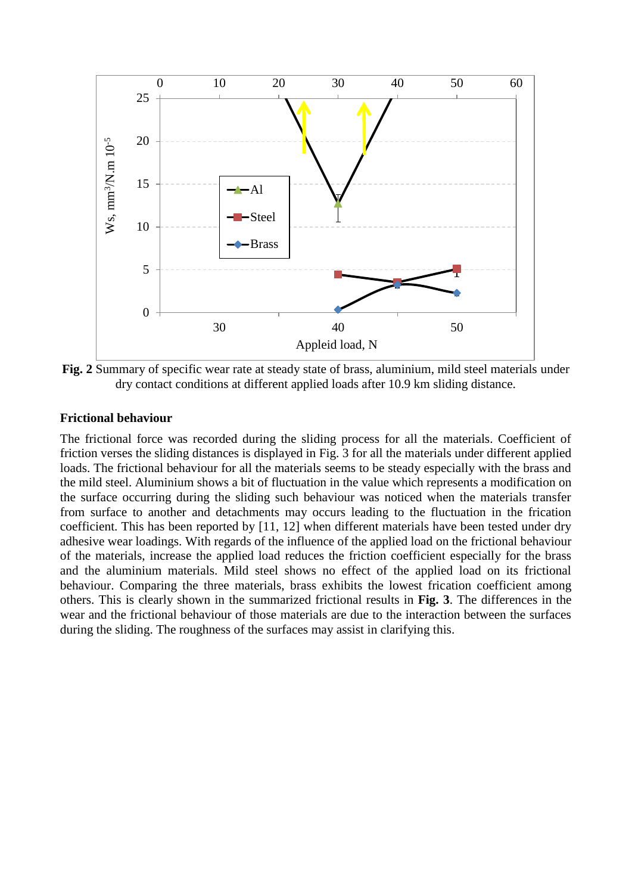**Fig. 2** Summary of specific wear rate at steady state of brass, aluminium, mild steel materials under dry contact conditions at different applied loads after 10.9 km sliding distance.

**Frictional behaviour**

The frictional force was recorded during the sliding process for all the materials. Coefficient of friction verses the sliding distances is displayed in Fig. 3 for all the materials under different applied loads. The frictional behaviour for all the materials seems to be steady especially with the brass and the mild steel. Aluminium shows a bit of fluctuation in the value which represents a modification on the surface occurring during the sliding such behaviour was noticed when the materials transfer from surface to another and detachments may occurs leading to the fluctuation in the frication coefficient. This has been reported by [11, 12] when different materials have been tested under dry adhesive wear loadings. With regards of the influence of the applied load on the frictional behaviour of the materials, increase the applied load reduces the friction coefficient especially for the brass and the aluminium materials. Mild steel shows no effect of the applied load on its frictional behaviour. Comparing the three materials, brass exhibits the lowest frication coefficient among others. This is clearly shown in the summarized frictional results in **Fig. 3**. The differences in the wear and the frictional behaviour of those materials are due to the interaction between the surfaces during the sliding. The roughness of the surfaces may assist in clarifying this.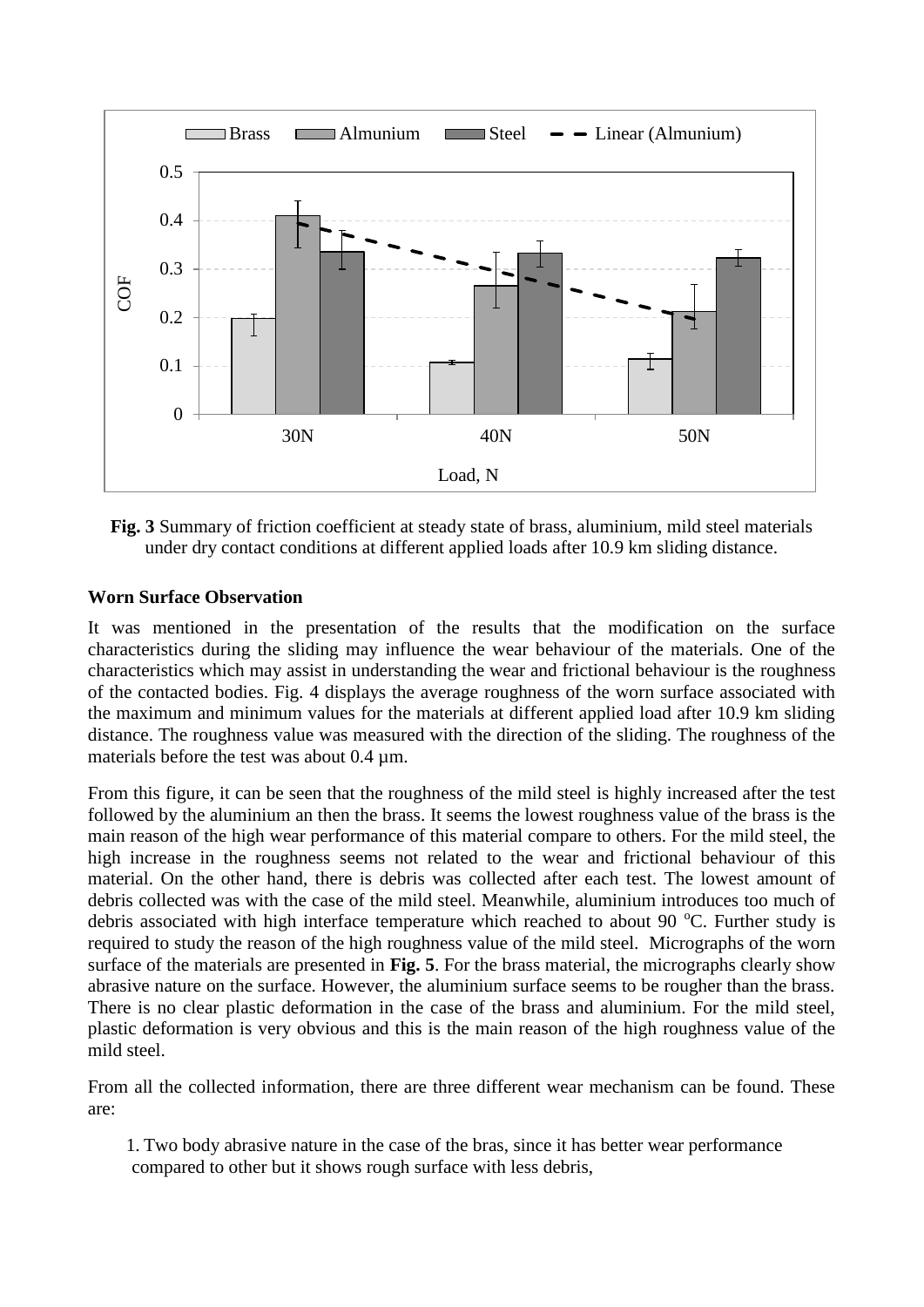**Fig. 3** Summary of friction coefficient at steady state of brass, aluminium, mild steel materials under dry contact conditions at different applied loads after 10.9 km sliding distance.

**Worn Surface Observation**

It was mentioned in the presentation of the results that the modification on the surface characteristics during the sliding may influence the wear behaviour of the materials. One of the characteristics which may assist in understanding the wear and frictional behaviour is the roughness of the contacted bodies. Fig. 4 displays the average roughness of the worn surface associated with the maximum and minimum values for the materials at different applied load after 10.9 km sliding distance. The roughness value was measured with the direction of the sliding. The roughness of the materials before the test was about 0.4 µm.

From this figure, it can be seen that the roughness of the mild steel is highly increased after the test followed by the aluminium an then the brass. It seems the lowest roughness value of the brass is the main reason of the high wear performance of this material compare to others. For the mild steel, the high increase in the roughness seems not related to the wear and frictional behaviour of this material. On the other hand, there is debris was collected after each test. The lowest amount of debris collected was with the case of the mild steel. Meanwhile, aluminium introduces too much of debris associated with high interface temperature which reached to about 90 $^{o}$C. Further study is required to study the reason of the high roughness value of the mild steel. Micrographs of the worn surface of the materials are presented in **Fig. 5**. For the brass material, the micrographs clearly show abrasive nature on the surface. However, the aluminium surface seems to be rougher than the brass. There is no clear plastic deformation in the case of the brass and aluminium. For the mild steel, plastic deformation is very obvious and this is the main reason of the high roughness value of the mild steel.

From all the collected information, there are three different wear mechanism can be found. These are:

1. Two body abrasive nature in the case of the bras, since it has better wear performance compared to other but it shows rough surface with less debris,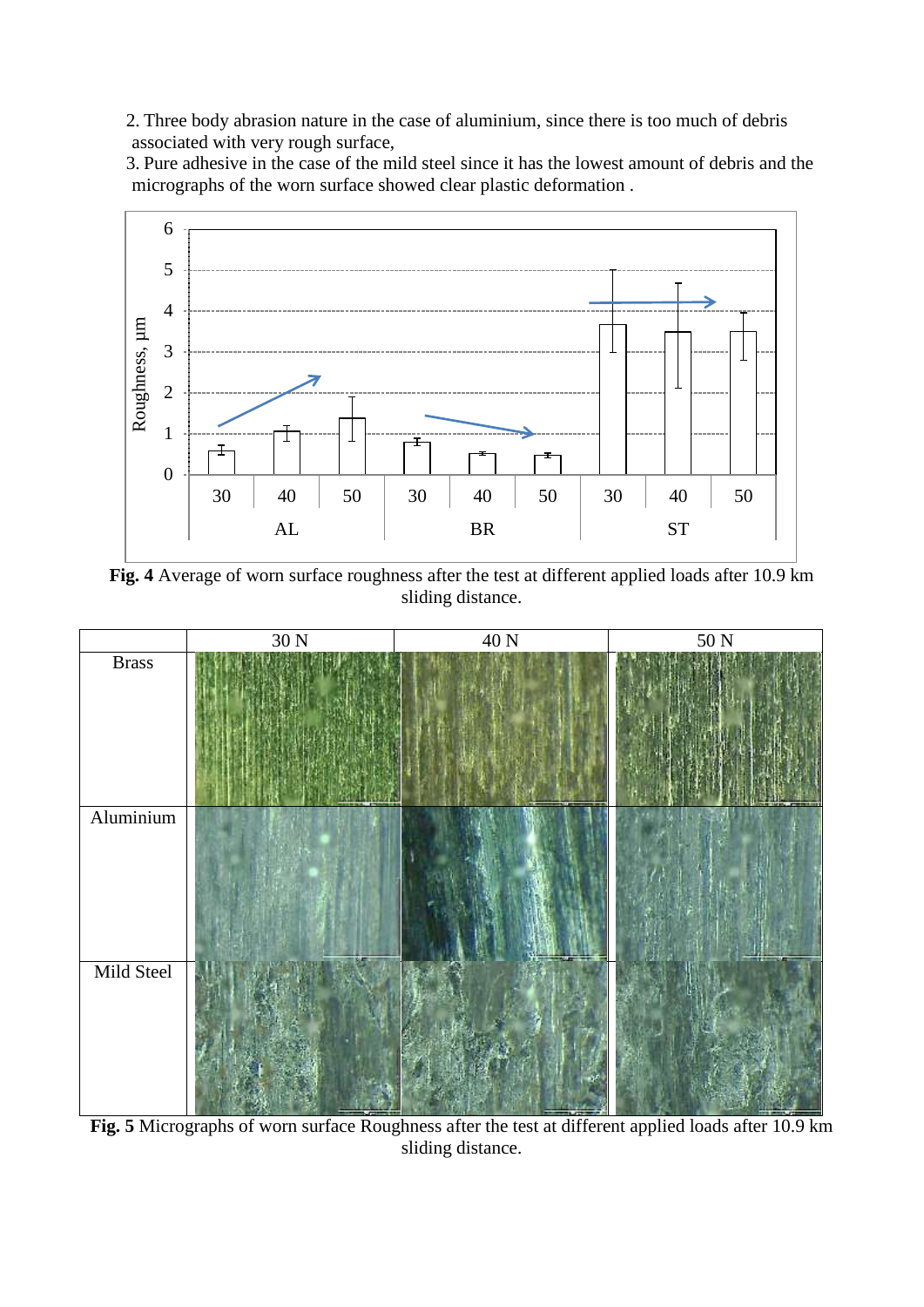2. Three body abrasion nature in the case of aluminium, since there is too much of debris associated with very rough surface,
3. Pure adhesive in the case of the mild steel since it has the lowest amount of debris and the micrographs of the worn surface showed clear plastic deformation .

**Fig. 4** Average of worn surface roughness after the test at different applied loads after 10.9 km sliding distance.

| | 30 N | 40 N | 50 N |
|---|---|---|---|
| Brass | | | |
| Aluminium | | | |
| Mild Steel | | | |

**Fig. 5** Micrographs of worn surface Roughness after the test at different applied loads after 10.9 km sliding distance.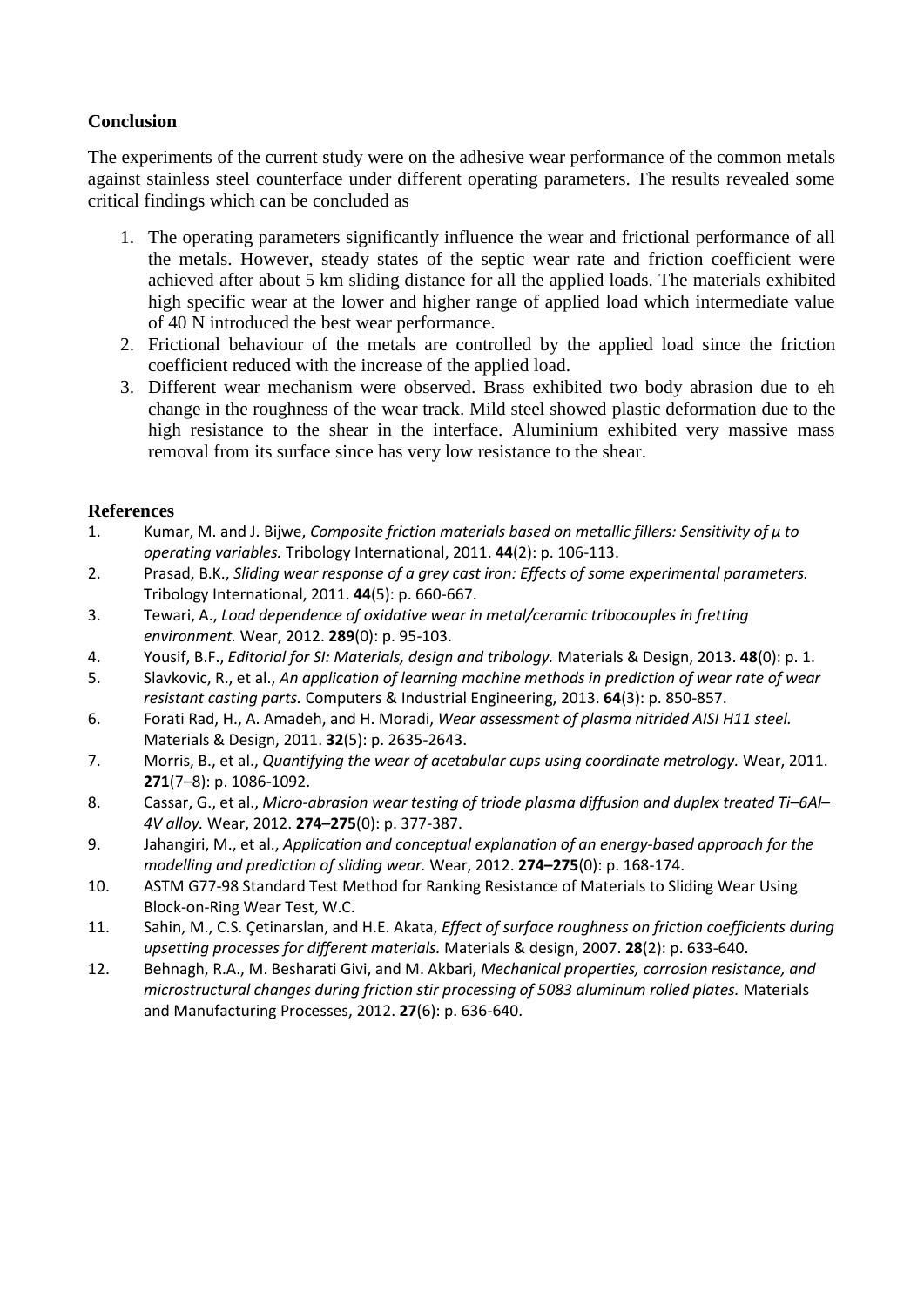## Conclusion

The experiments of the current study were on the adhesive wear performance of the common metals against stainless steel counterface under different operating parameters. The results revealed some critical findings which can be concluded as

1. The operating parameters significantly influence the wear and frictional performance of all the metals. However, steady states of the septic wear rate and friction coefficient were achieved after about 5 km sliding distance for all the applied loads. The materials exhibited high specific wear at the lower and higher range of applied load which intermediate value of 40 N introduced the best wear performance.
2. Frictional behaviour of the metals are controlled by the applied load since the friction coefficient reduced with the increase of the applied load.
3. Different wear mechanism were observed. Brass exhibited two body abrasion due to eh change in the roughness of the wear track. Mild steel showed plastic deformation due to the high resistance to the shear in the interface. Aluminium exhibited very massive mass removal from its surface since has very low resistance to the shear.

## References

1. Kumar, M. and J. Bijwe, *Composite friction materials based on metallic fillers: Sensitivity of μ to operating variables.* Tribology International, 2011. **44**(2): p. 106-113.
2. Prasad, B.K., *Sliding wear response of a grey cast iron: Effects of some experimental parameters.* Tribology International, 2011. **44**(5): p. 660-667.
3. Tewari, A., *Load dependence of oxidative wear in metal/ceramic tribocouples in fretting environment.* Wear, 2012. **289**(0): p. 95-103.
4. Yousif, B.F., *Editorial for SI: Materials, design and tribology.* Materials & Design, 2013. **48**(0): p. 1.
5. Slavkovic, R., et al., *An application of learning machine methods in prediction of wear rate of wear resistant casting parts.* Computers & Industrial Engineering, 2013. **64**(3): p. 850-857.
6. Forati Rad, H., A. Amadeh, and H. Moradi, *Wear assessment of plasma nitrided AISI H11 steel.* Materials & Design, 2011. **32**(5): p. 2635-2643.
7. Morris, B., et al., *Quantifying the wear of acetabular cups using coordinate metrology.* Wear, 2011. **271**(7–8): p. 1086-1092.
8. Cassar, G., et al., *Micro-abrasion wear testing of triode plasma diffusion and duplex treated Ti–6Al–4V alloy.* Wear, 2012. **274–275**(0): p. 377-387.
9. Jahangiri, M., et al., *Application and conceptual explanation of an energy-based approach for the modelling and prediction of sliding wear.* Wear, 2012. **274–275**(0): p. 168-174.
10. ASTM G77-98 Standard Test Method for Ranking Resistance of Materials to Sliding Wear Using Block-on-Ring Wear Test, W.C.
11. Sahin, M., C.S. Çetinarslan, and H.E. Akata, *Effect of surface roughness on friction coefficients during upsetting processes for different materials.* Materials & design, 2007. **28**(2): p. 633-640.
12. Behnagh, R.A., M. Besharati Givi, and M. Akbari, *Mechanical properties, corrosion resistance, and microstructural changes during friction stir processing of 5083 aluminum rolled plates.* Materials and Manufacturing Processes, 2012. **27**(6): p. 636-640.